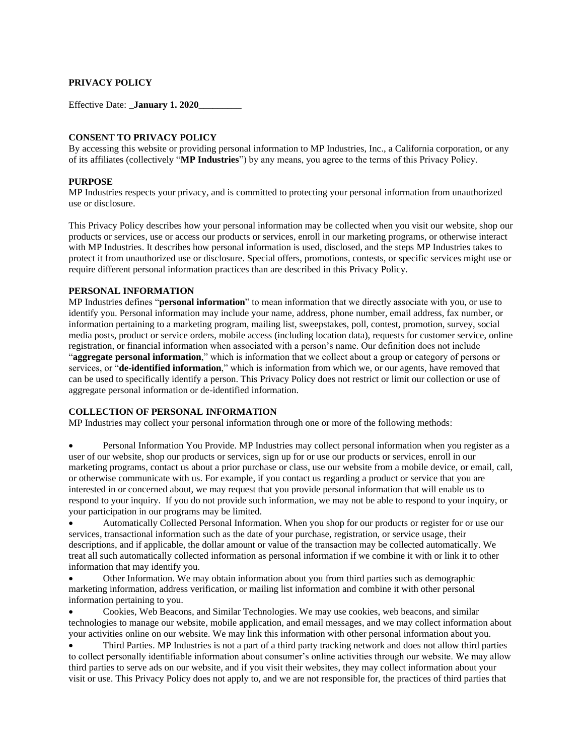**PRIVACY POLICY**

Effective Date: **_January 1. 2020_________**

**CONSENT TO PRIVACY POLICY**

By accessing this website or providing personal information to MP Industries, Inc., a California corporation, or any of its affiliates (collectively "**MP Industries**") by any means, you agree to the terms of this Privacy Policy.

**PURPOSE**

MP Industries respects your privacy, and is committed to protecting your personal information from unauthorized use or disclosure.

This Privacy Policy describes how your personal information may be collected when you visit our website, shop our products or services, use or access our products or services, enroll in our marketing programs, or otherwise interact with MP Industries. It describes how personal information is used, disclosed, and the steps MP Industries takes to protect it from unauthorized use or disclosure. Special offers, promotions, contests, or specific services might use or require different personal information practices than are described in this Privacy Policy.

**PERSONAL INFORMATION**

MP Industries defines "**personal information**" to mean information that we directly associate with you, or use to identify you. Personal information may include your name, address, phone number, email address, fax number, or information pertaining to a marketing program, mailing list, sweepstakes, poll, contest, promotion, survey, social media posts, product or service orders, mobile access (including location data), requests for customer service, online registration, or financial information when associated with a person's name. Our definition does not include "**aggregate personal information**," which is information that we collect about a group or category of persons or services, or "**de-identified information**," which is information from which we, or our agents, have removed that can be used to specifically identify a person. This Privacy Policy does not restrict or limit our collection or use of aggregate personal information or de-identified information.

**COLLECTION OF PERSONAL INFORMATION**

MP Industries may collect your personal information through one or more of the following methods:

- Personal Information You Provide. MP Industries may collect personal information when you register as a user of our website, shop our products or services, sign up for or use our products or services, enroll in our marketing programs, contact us about a prior purchase or class, use our website from a mobile device, or email, call, or otherwise communicate with us. For example, if you contact us regarding a product or service that you are interested in or concerned about, we may request that you provide personal information that will enable us to respond to your inquiry. If you do not provide such information, we may not be able to respond to your inquiry, or your participation in our programs may be limited.
- Automatically Collected Personal Information. When you shop for our products or register for or use our services, transactional information such as the date of your purchase, registration, or service usage, their descriptions, and if applicable, the dollar amount or value of the transaction may be collected automatically. We treat all such automatically collected information as personal information if we combine it with or link it to other information that may identify you.
- Other Information. We may obtain information about you from third parties such as demographic marketing information, address verification, or mailing list information and combine it with other personal information pertaining to you.
- Cookies, Web Beacons, and Similar Technologies. We may use cookies, web beacons, and similar technologies to manage our website, mobile application, and email messages, and we may collect information about your activities online on our website. We may link this information with other personal information about you.
- Third Parties. MP Industries is not a part of a third party tracking network and does not allow third parties to collect personally identifiable information about consumer's online activities through our website. We may allow third parties to serve ads on our website, and if you visit their websites, they may collect information about your visit or use. This Privacy Policy does not apply to, and we are not responsible for, the practices of third parties that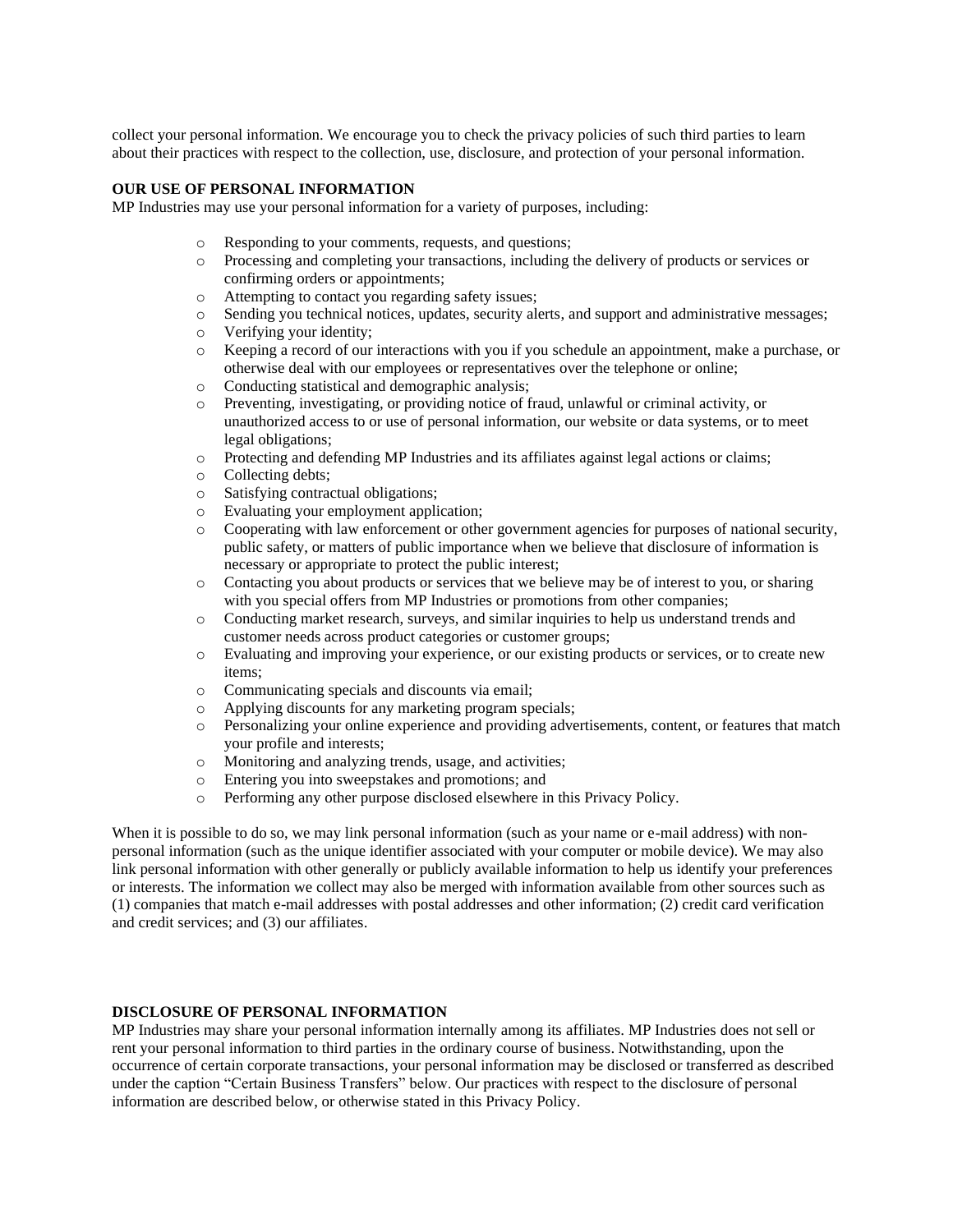collect your personal information. We encourage you to check the privacy policies of such third parties to learn about their practices with respect to the collection, use, disclosure, and protection of your personal information.

**OUR USE OF PERSONAL INFORMATION**

MP Industries may use your personal information for a variety of purposes, including:

- Responding to your comments, requests, and questions;
- Processing and completing your transactions, including the delivery of products or services or confirming orders or appointments;
- Attempting to contact you regarding safety issues;
- Sending you technical notices, updates, security alerts, and support and administrative messages;
- Verifying your identity;
- Keeping a record of our interactions with you if you schedule an appointment, make a purchase, or otherwise deal with our employees or representatives over the telephone or online;
- Conducting statistical and demographic analysis;
- Preventing, investigating, or providing notice of fraud, unlawful or criminal activity, or unauthorized access to or use of personal information, our website or data systems, or to meet legal obligations;
- Protecting and defending MP Industries and its affiliates against legal actions or claims;
- Collecting debts;
- Satisfying contractual obligations;
- Evaluating your employment application;
- Cooperating with law enforcement or other government agencies for purposes of national security, public safety, or matters of public importance when we believe that disclosure of information is necessary or appropriate to protect the public interest;
- Contacting you about products or services that we believe may be of interest to you, or sharing with you special offers from MP Industries or promotions from other companies;
- Conducting market research, surveys, and similar inquiries to help us understand trends and customer needs across product categories or customer groups;
- Evaluating and improving your experience, or our existing products or services, or to create new items;
- Communicating specials and discounts via email;
- Applying discounts for any marketing program specials;
- Personalizing your online experience and providing advertisements, content, or features that match your profile and interests;
- Monitoring and analyzing trends, usage, and activities;
- Entering you into sweepstakes and promotions; and
- Performing any other purpose disclosed elsewhere in this Privacy Policy.

When it is possible to do so, we may link personal information (such as your name or e-mail address) with non-personal information (such as the unique identifier associated with your computer or mobile device). We may also link personal information with other generally or publicly available information to help us identify your preferences or interests. The information we collect may also be merged with information available from other sources such as (1) companies that match e-mail addresses with postal addresses and other information; (2) credit card verification and credit services; and (3) our affiliates.

**DISCLOSURE OF PERSONAL INFORMATION**

MP Industries may share your personal information internally among its affiliates. MP Industries does not sell or rent your personal information to third parties in the ordinary course of business. Notwithstanding, upon the occurrence of certain corporate transactions, your personal information may be disclosed or transferred as described under the caption "Certain Business Transfers" below. Our practices with respect to the disclosure of personal information are described below, or otherwise stated in this Privacy Policy.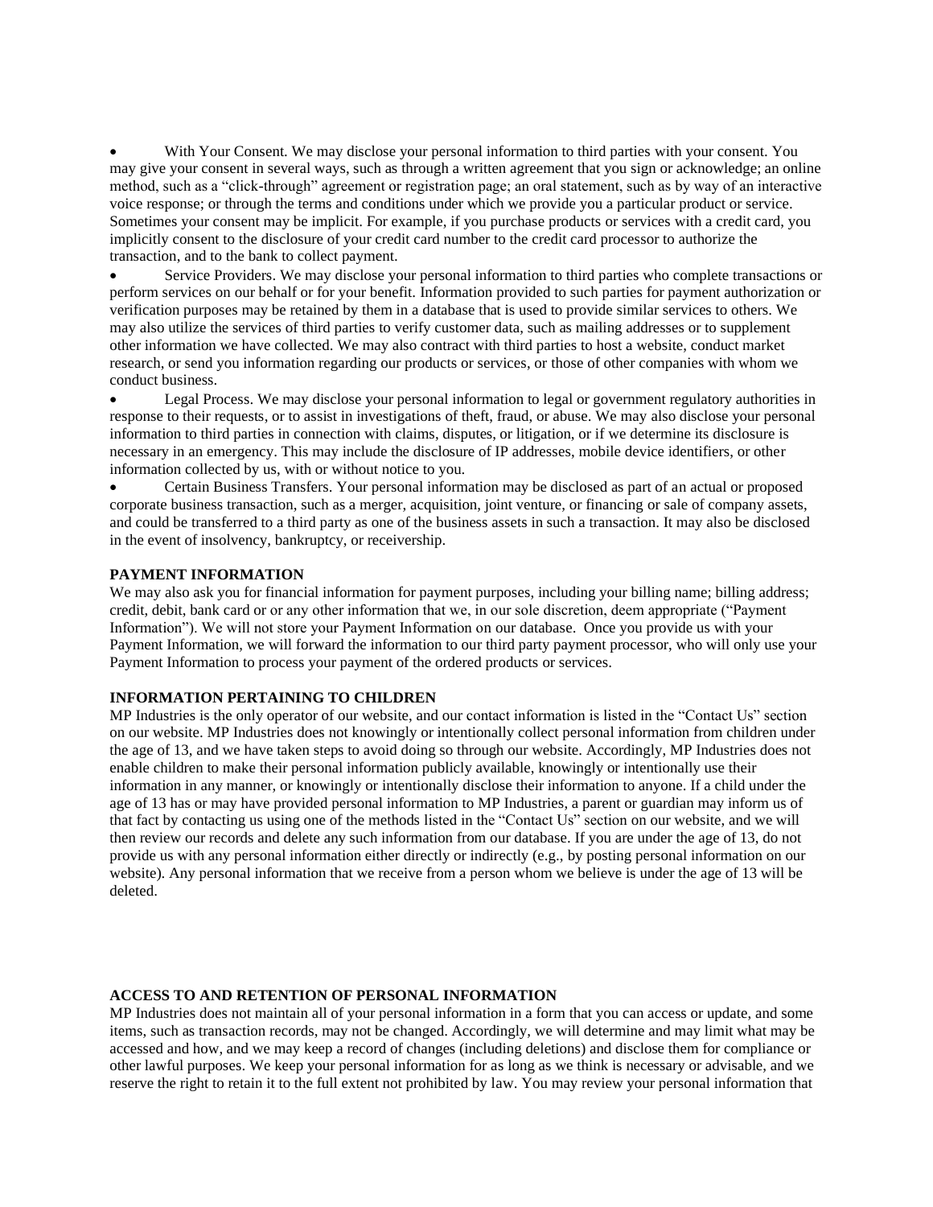- With Your Consent. We may disclose your personal information to third parties with your consent. You may give your consent in several ways, such as through a written agreement that you sign or acknowledge; an online method, such as a "click-through" agreement or registration page; an oral statement, such as by way of an interactive voice response; or through the terms and conditions under which we provide you a particular product or service. Sometimes your consent may be implicit. For example, if you purchase products or services with a credit card, you implicitly consent to the disclosure of your credit card number to the credit card processor to authorize the transaction, and to the bank to collect payment.
- Service Providers. We may disclose your personal information to third parties who complete transactions or perform services on our behalf or for your benefit. Information provided to such parties for payment authorization or verification purposes may be retained by them in a database that is used to provide similar services to others. We may also utilize the services of third parties to verify customer data, such as mailing addresses or to supplement other information we have collected. We may also contract with third parties to host a website, conduct market research, or send you information regarding our products or services, or those of other companies with whom we conduct business.
- Legal Process. We may disclose your personal information to legal or government regulatory authorities in response to their requests, or to assist in investigations of theft, fraud, or abuse. We may also disclose your personal information to third parties in connection with claims, disputes, or litigation, or if we determine its disclosure is necessary in an emergency. This may include the disclosure of IP addresses, mobile device identifiers, or other information collected by us, with or without notice to you.
- Certain Business Transfers. Your personal information may be disclosed as part of an actual or proposed corporate business transaction, such as a merger, acquisition, joint venture, or financing or sale of company assets, and could be transferred to a third party as one of the business assets in such a transaction. It may also be disclosed in the event of insolvency, bankruptcy, or receivership.

**PAYMENT INFORMATION**

We may also ask you for financial information for payment purposes, including your billing name; billing address; credit, debit, bank card or or any other information that we, in our sole discretion, deem appropriate ("Payment Information"). We will not store your Payment Information on our database. Once you provide us with your Payment Information, we will forward the information to our third party payment processor, who will only use your Payment Information to process your payment of the ordered products or services.

**INFORMATION PERTAINING TO CHILDREN**

MP Industries is the only operator of our website, and our contact information is listed in the "Contact Us" section on our website. MP Industries does not knowingly or intentionally collect personal information from children under the age of 13, and we have taken steps to avoid doing so through our website. Accordingly, MP Industries does not enable children to make their personal information publicly available, knowingly or intentionally use their information in any manner, or knowingly or intentionally disclose their information to anyone. If a child under the age of 13 has or may have provided personal information to MP Industries, a parent or guardian may inform us of that fact by contacting us using one of the methods listed in the "Contact Us" section on our website, and we will then review our records and delete any such information from our database. If you are under the age of 13, do not provide us with any personal information either directly or indirectly (e.g., by posting personal information on our website). Any personal information that we receive from a person whom we believe is under the age of 13 will be deleted.

**ACCESS TO AND RETENTION OF PERSONAL INFORMATION**

MP Industries does not maintain all of your personal information in a form that you can access or update, and some items, such as transaction records, may not be changed. Accordingly, we will determine and may limit what may be accessed and how, and we may keep a record of changes (including deletions) and disclose them for compliance or other lawful purposes. We keep your personal information for as long as we think is necessary or advisable, and we reserve the right to retain it to the full extent not prohibited by law. You may review your personal information that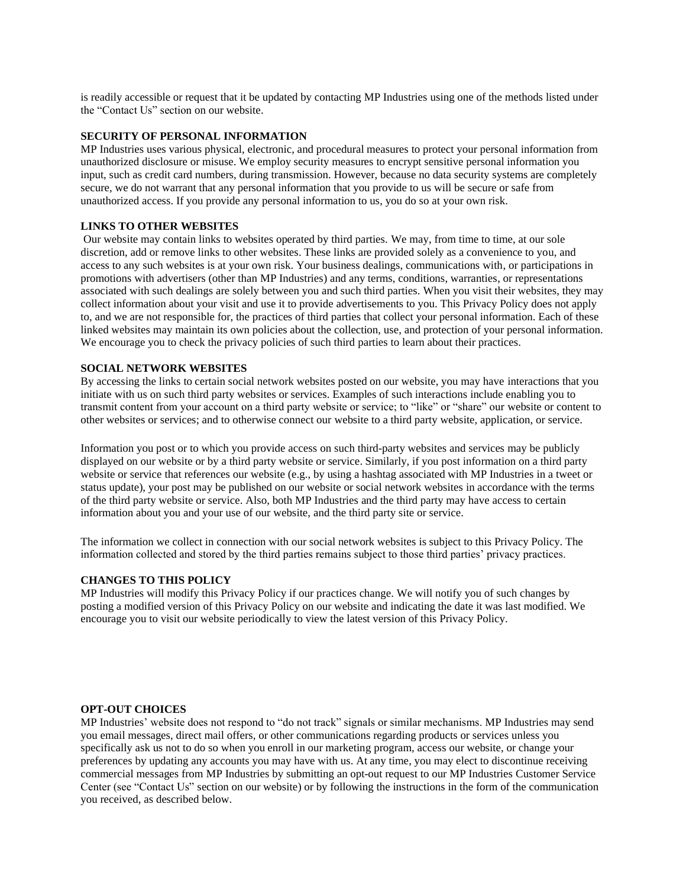is readily accessible or request that it be updated by contacting MP Industries using one of the methods listed under the "Contact Us" section on our website.

**SECURITY OF PERSONAL INFORMATION**

MP Industries uses various physical, electronic, and procedural measures to protect your personal information from unauthorized disclosure or misuse. We employ security measures to encrypt sensitive personal information you input, such as credit card numbers, during transmission. However, because no data security systems are completely secure, we do not warrant that any personal information that you provide to us will be secure or safe from unauthorized access. If you provide any personal information to us, you do so at your own risk.

**LINKS TO OTHER WEBSITES**

Our website may contain links to websites operated by third parties. We may, from time to time, at our sole discretion, add or remove links to other websites. These links are provided solely as a convenience to you, and access to any such websites is at your own risk. Your business dealings, communications with, or participations in promotions with advertisers (other than MP Industries) and any terms, conditions, warranties, or representations associated with such dealings are solely between you and such third parties. When you visit their websites, they may collect information about your visit and use it to provide advertisements to you. This Privacy Policy does not apply to, and we are not responsible for, the practices of third parties that collect your personal information. Each of these linked websites may maintain its own policies about the collection, use, and protection of your personal information. We encourage you to check the privacy policies of such third parties to learn about their practices.

**SOCIAL NETWORK WEBSITES**

By accessing the links to certain social network websites posted on our website, you may have interactions that you initiate with us on such third party websites or services. Examples of such interactions include enabling you to transmit content from your account on a third party website or service; to "like" or "share" our website or content to other websites or services; and to otherwise connect our website to a third party website, application, or service.

Information you post or to which you provide access on such third-party websites and services may be publicly displayed on our website or by a third party website or service. Similarly, if you post information on a third party website or service that references our website (e.g., by using a hashtag associated with MP Industries in a tweet or status update), your post may be published on our website or social network websites in accordance with the terms of the third party website or service. Also, both MP Industries and the third party may have access to certain information about you and your use of our website, and the third party site or service.

The information we collect in connection with our social network websites is subject to this Privacy Policy. The information collected and stored by the third parties remains subject to those third parties' privacy practices.

**CHANGES TO THIS POLICY**

MP Industries will modify this Privacy Policy if our practices change. We will notify you of such changes by posting a modified version of this Privacy Policy on our website and indicating the date it was last modified. We encourage you to visit our website periodically to view the latest version of this Privacy Policy.

**OPT-OUT CHOICES**

MP Industries' website does not respond to "do not track" signals or similar mechanisms. MP Industries may send you email messages, direct mail offers, or other communications regarding products or services unless you specifically ask us not to do so when you enroll in our marketing program, access our website, or change your preferences by updating any accounts you may have with us. At any time, you may elect to discontinue receiving commercial messages from MP Industries by submitting an opt-out request to our MP Industries Customer Service Center (see "Contact Us" section on our website) or by following the instructions in the form of the communication you received, as described below.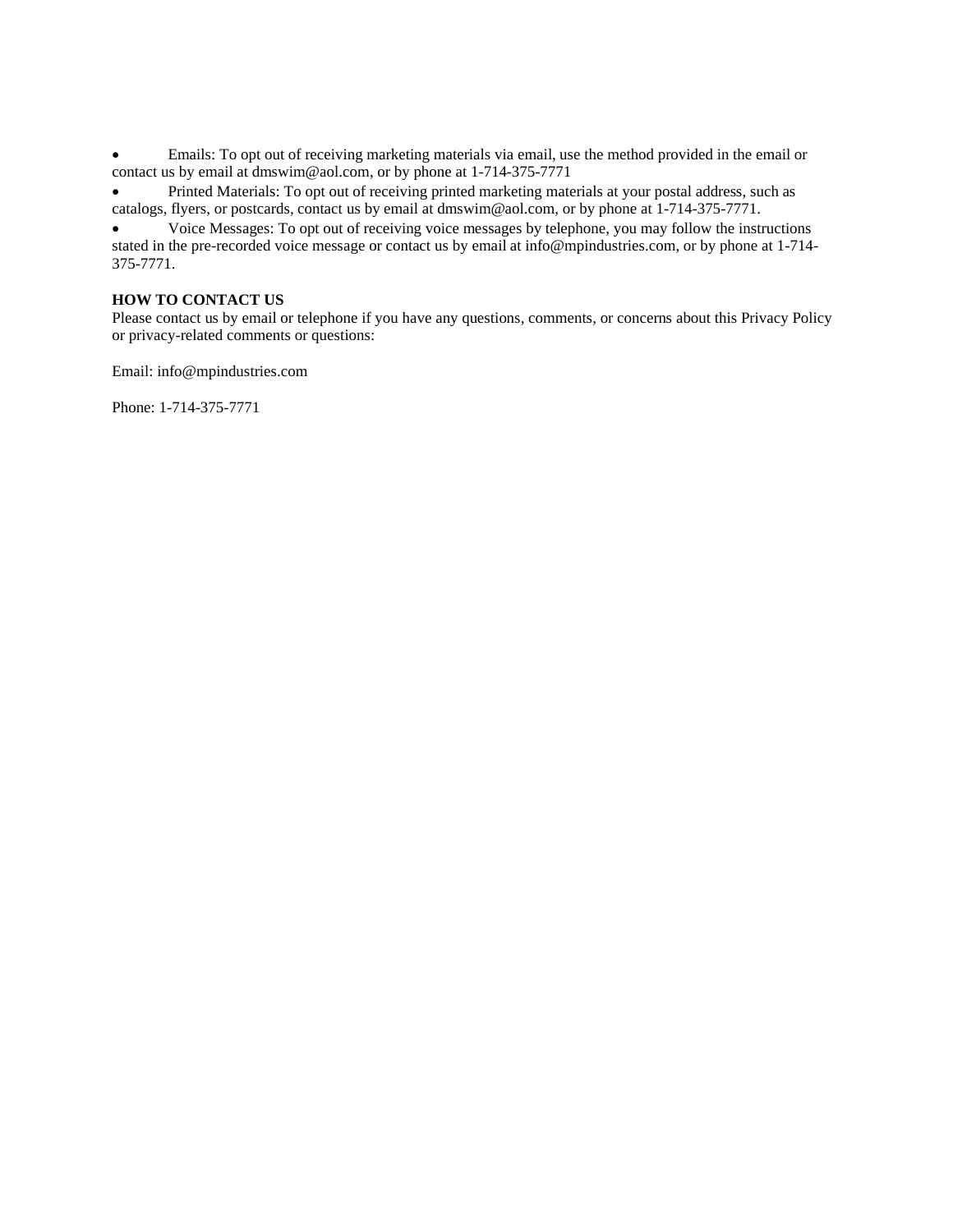- Emails: To opt out of receiving marketing materials via email, use the method provided in the email or contact us by email at dmswim@aol.com, or by phone at 1-714-375-7771
- Printed Materials: To opt out of receiving printed marketing materials at your postal address, such as catalogs, flyers, or postcards, contact us by email at dmswim@aol.com, or by phone at 1-714-375-7771.
- Voice Messages: To opt out of receiving voice messages by telephone, you may follow the instructions stated in the pre-recorded voice message or contact us by email at info@mpindustries.com, or by phone at 1-714-375-7771.

**HOW TO CONTACT US**

Please contact us by email or telephone if you have any questions, comments, or concerns about this Privacy Policy or privacy-related comments or questions:

Email: info@mpindustries.com

Phone: 1-714-375-7771